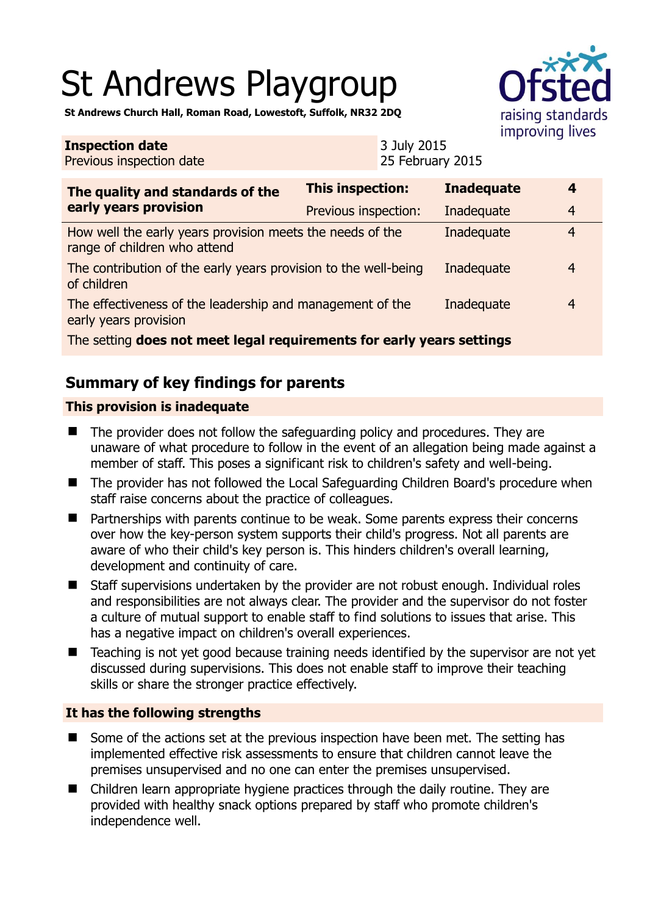# St Andrews Playgroup

**St Andrews Church Hall, Roman Road, Lowestoft, Suffolk, NR32 2DQ**

| **Inspection date** | 3 July 2015 |
|---|---|
| Previous inspection date | 25 February 2015 |

| **The quality and standards of the early years provision** | **This inspection:** | **Inadequate** | **4** |
|---|---|---|---|
| | Previous inspection: | Inadequate | 4 |
| How well the early years provision meets the needs of the range of children who attend | | Inadequate | 4 |
| The contribution of the early years provision to the well-being of children | | Inadequate | 4 |
| The effectiveness of the leadership and management of the early years provision | | Inadequate | 4 |
| The setting **does not meet legal requirements for early years settings** | | | |

## Summary of key findings for parents

### This provision is inadequate

- The provider does not follow the safeguarding policy and procedures. They are unaware of what procedure to follow in the event of an allegation being made against a member of staff. This poses a significant risk to children's safety and well-being.
- The provider has not followed the Local Safeguarding Children Board's procedure when staff raise concerns about the practice of colleagues.
- Partnerships with parents continue to be weak. Some parents express their concerns over how the key-person system supports their child's progress. Not all parents are aware of who their child's key person is. This hinders children's overall learning, development and continuity of care.
- Staff supervisions undertaken by the provider are not robust enough. Individual roles and responsibilities are not always clear. The provider and the supervisor do not foster a culture of mutual support to enable staff to find solutions to issues that arise. This has a negative impact on children's overall experiences.
- Teaching is not yet good because training needs identified by the supervisor are not yet discussed during supervisions. This does not enable staff to improve their teaching skills or share the stronger practice effectively.

### It has the following strengths

- Some of the actions set at the previous inspection have been met. The setting has implemented effective risk assessments to ensure that children cannot leave the premises unsupervised and no one can enter the premises unsupervised.
- Children learn appropriate hygiene practices through the daily routine. They are provided with healthy snack options prepared by staff who promote children's independence well.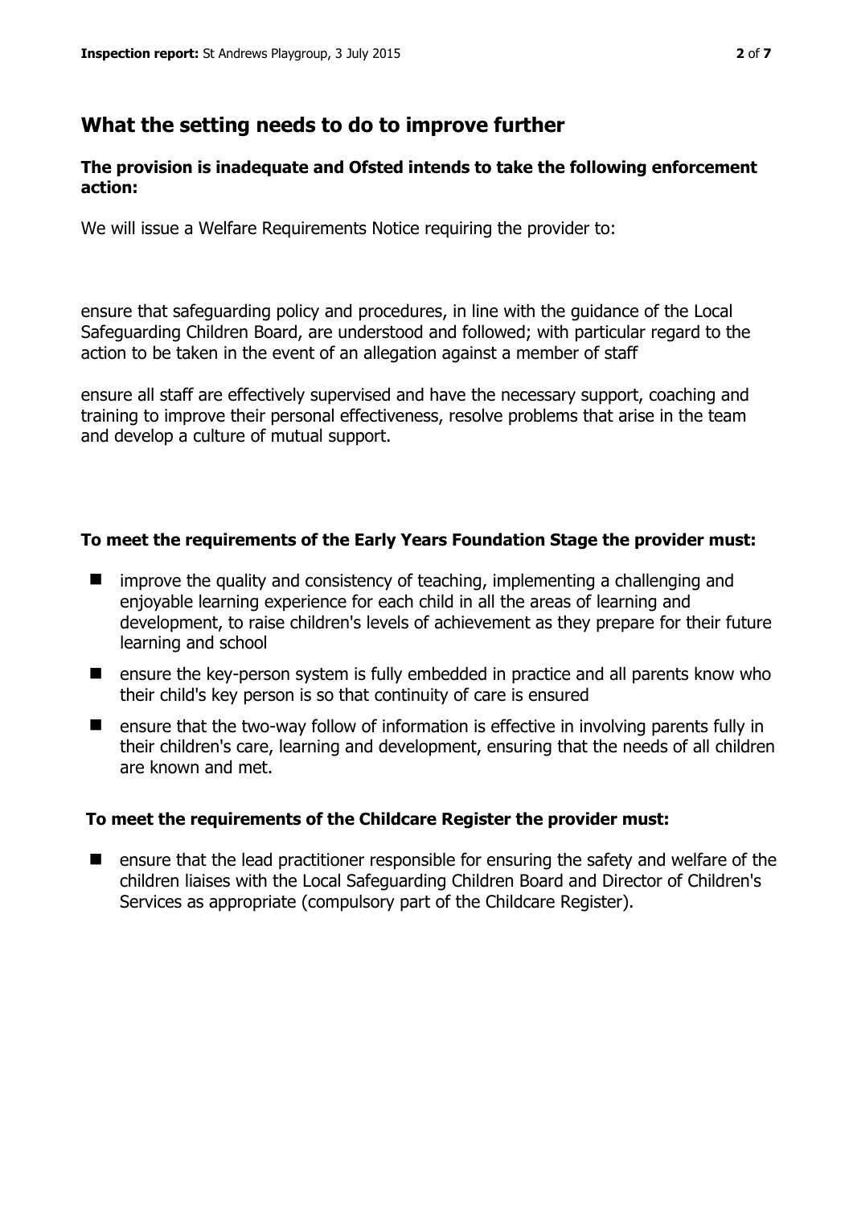## What the setting needs to do to improve further

**The provision is inadequate and Ofsted intends to take the following enforcement action:**

We will issue a Welfare Requirements Notice requiring the provider to:

ensure that safeguarding policy and procedures, in line with the guidance of the Local Safeguarding Children Board, are understood and followed; with particular regard to the action to be taken in the event of an allegation against a member of staff

ensure all staff are effectively supervised and have the necessary support, coaching and training to improve their personal effectiveness, resolve problems that arise in the team and develop a culture of mutual support.

**To meet the requirements of the Early Years Foundation Stage the provider must:**

- improve the quality and consistency of teaching, implementing a challenging and enjoyable learning experience for each child in all the areas of learning and development, to raise children's levels of achievement as they prepare for their future learning and school
- ensure the key-person system is fully embedded in practice and all parents know who their child's key person is so that continuity of care is ensured
- ensure that the two-way follow of information is effective in involving parents fully in their children's care, learning and development, ensuring that the needs of all children are known and met.

**To meet the requirements of the Childcare Register the provider must:**

- ensure that the lead practitioner responsible for ensuring the safety and welfare of the children liaises with the Local Safeguarding Children Board and Director of Children's Services as appropriate (compulsory part of the Childcare Register).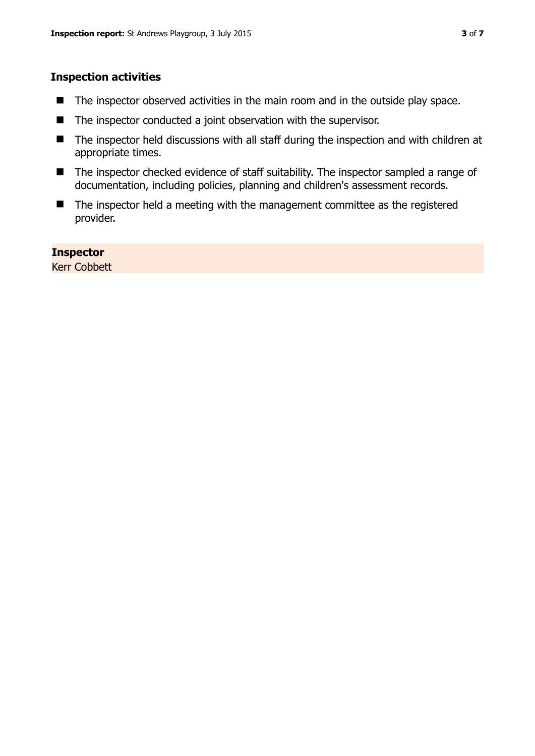### Inspection activities

- The inspector observed activities in the main room and in the outside play space.
- The inspector conducted a joint observation with the supervisor.
- The inspector held discussions with all staff during the inspection and with children at appropriate times.
- The inspector checked evidence of staff suitability. The inspector sampled a range of documentation, including policies, planning and children's assessment records.
- The inspector held a meeting with the management committee as the registered provider.

**Inspector**
Kerr Cobbett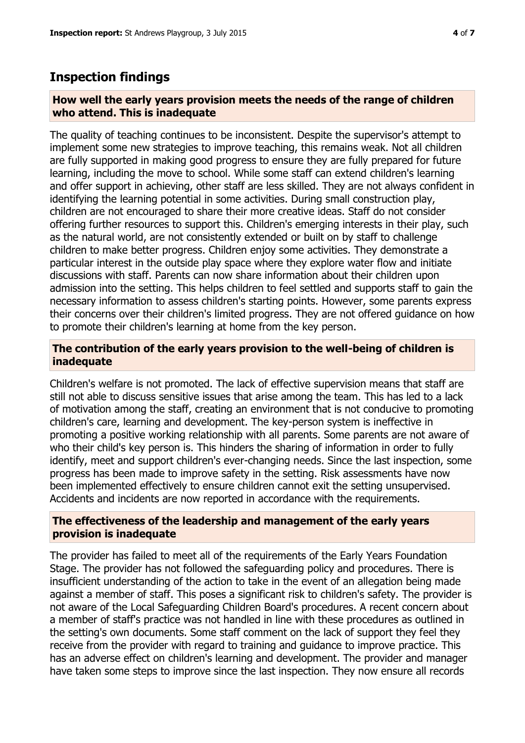## Inspection findings

### How well the early years provision meets the needs of the range of children who attend. This is inadequate

The quality of teaching continues to be inconsistent. Despite the supervisor's attempt to implement some new strategies to improve teaching, this remains weak. Not all children are fully supported in making good progress to ensure they are fully prepared for future learning, including the move to school. While some staff can extend children's learning and offer support in achieving, other staff are less skilled. They are not always confident in identifying the learning potential in some activities. During small construction play, children are not encouraged to share their more creative ideas. Staff do not consider offering further resources to support this. Children's emerging interests in their play, such as the natural world, are not consistently extended or built on by staff to challenge children to make better progress. Children enjoy some activities. They demonstrate a particular interest in the outside play space where they explore water flow and initiate discussions with staff. Parents can now share information about their children upon admission into the setting. This helps children to feel settled and supports staff to gain the necessary information to assess children's starting points. However, some parents express their concerns over their children's limited progress. They are not offered guidance on how to promote their children's learning at home from the key person.

### The contribution of the early years provision to the well-being of children is inadequate

Children's welfare is not promoted. The lack of effective supervision means that staff are still not able to discuss sensitive issues that arise among the team. This has led to a lack of motivation among the staff, creating an environment that is not conducive to promoting children's care, learning and development. The key-person system is ineffective in promoting a positive working relationship with all parents. Some parents are not aware of who their child's key person is. This hinders the sharing of information in order to fully identify, meet and support children's ever-changing needs. Since the last inspection, some progress has been made to improve safety in the setting. Risk assessments have now been implemented effectively to ensure children cannot exit the setting unsupervised. Accidents and incidents are now reported in accordance with the requirements.

### The effectiveness of the leadership and management of the early years provision is inadequate

The provider has failed to meet all of the requirements of the Early Years Foundation Stage. The provider has not followed the safeguarding policy and procedures. There is insufficient understanding of the action to take in the event of an allegation being made against a member of staff. This poses a significant risk to children's safety. The provider is not aware of the Local Safeguarding Children Board's procedures. A recent concern about a member of staff's practice was not handled in line with these procedures as outlined in the setting's own documents. Some staff comment on the lack of support they feel they receive from the provider with regard to training and guidance to improve practice. This has an adverse effect on children's learning and development. The provider and manager have taken some steps to improve since the last inspection. They now ensure all records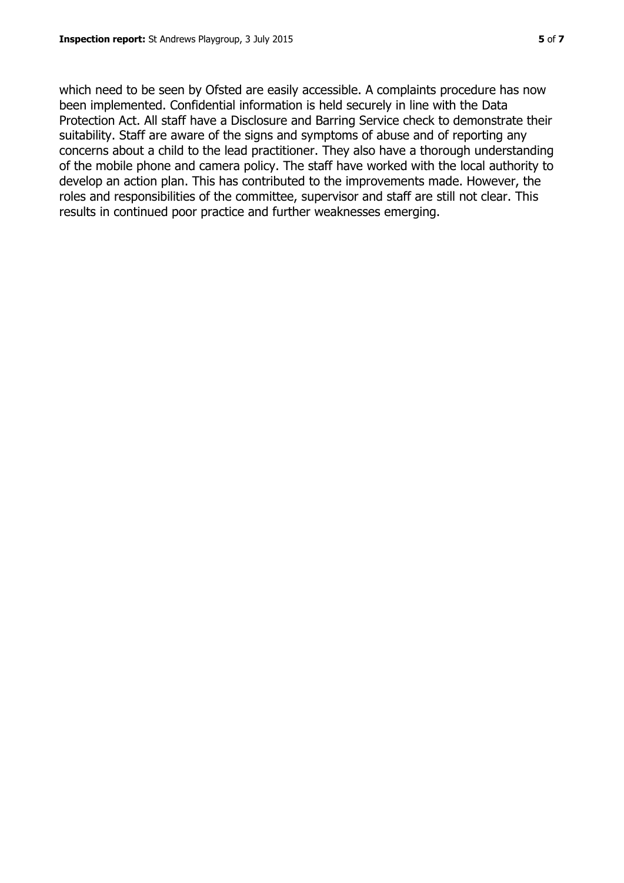which need to be seen by Ofsted are easily accessible. A complaints procedure has now been implemented. Confidential information is held securely in line with the Data Protection Act. All staff have a Disclosure and Barring Service check to demonstrate their suitability. Staff are aware of the signs and symptoms of abuse and of reporting any concerns about a child to the lead practitioner. They also have a thorough understanding of the mobile phone and camera policy. The staff have worked with the local authority to develop an action plan. This has contributed to the improvements made. However, the roles and responsibilities of the committee, supervisor and staff are still not clear. This results in continued poor practice and further weaknesses emerging.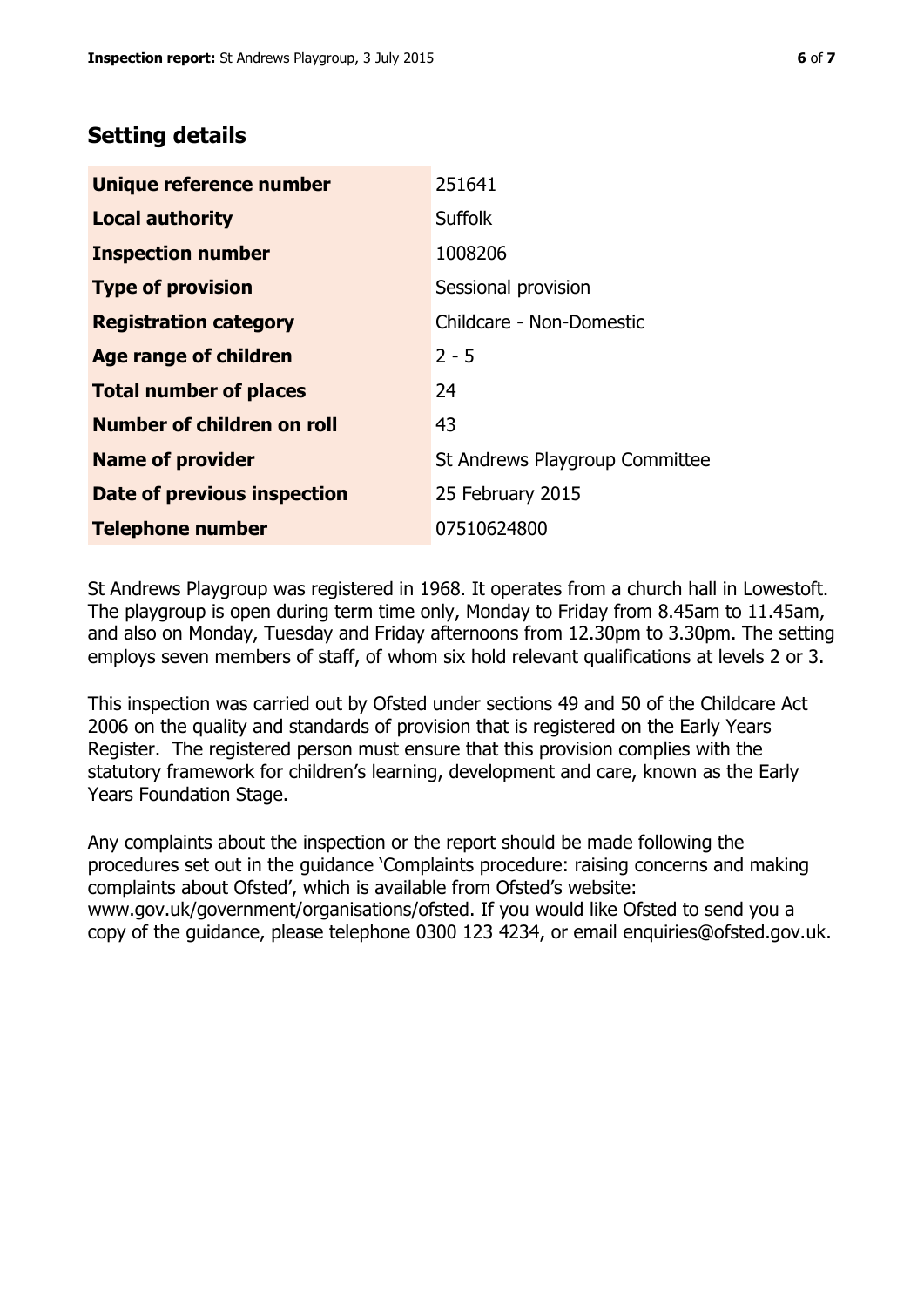## Setting details

| | |
|---|---|
| **Unique reference number** | 251641 |
| **Local authority** | Suffolk |
| **Inspection number** | 1008206 |
| **Type of provision** | Sessional provision |
| **Registration category** | Childcare - Non-Domestic |
| **Age range of children** | 2 - 5 |
| **Total number of places** | 24 |
| **Number of children on roll** | 43 |
| **Name of provider** | St Andrews Playgroup Committee |
| **Date of previous inspection** | 25 February 2015 |
| **Telephone number** | 07510624800 |

St Andrews Playgroup was registered in 1968. It operates from a church hall in Lowestoft. The playgroup is open during term time only, Monday to Friday from 8.45am to 11.45am, and also on Monday, Tuesday and Friday afternoons from 12.30pm to 3.30pm. The setting employs seven members of staff, of whom six hold relevant qualifications at levels 2 or 3.

This inspection was carried out by Ofsted under sections 49 and 50 of the Childcare Act 2006 on the quality and standards of provision that is registered on the Early Years Register. The registered person must ensure that this provision complies with the statutory framework for children's learning, development and care, known as the Early Years Foundation Stage.

Any complaints about the inspection or the report should be made following the procedures set out in the guidance 'Complaints procedure: raising concerns and making complaints about Ofsted', which is available from Ofsted's website: www.gov.uk/government/organisations/ofsted. If you would like Ofsted to send you a copy of the guidance, please telephone 0300 123 4234, or email enquiries@ofsted.gov.uk.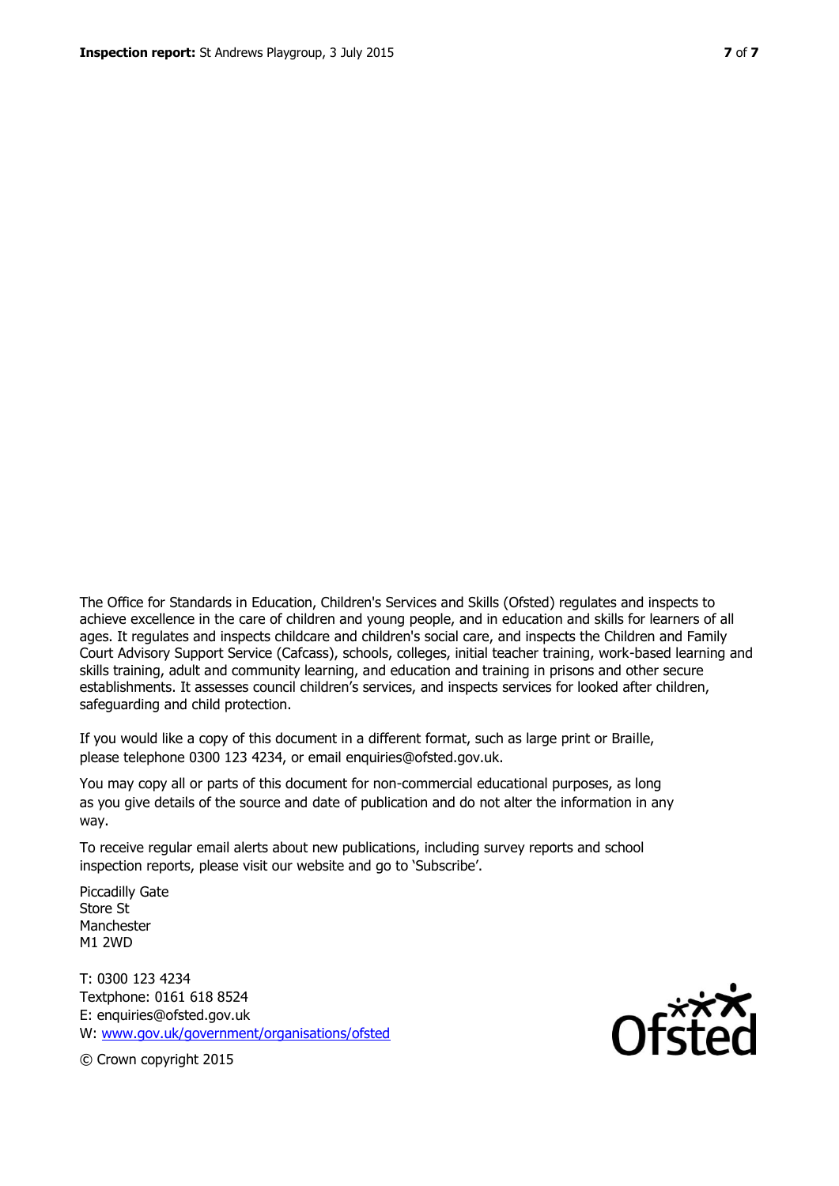The Office for Standards in Education, Children's Services and Skills (Ofsted) regulates and inspects to achieve excellence in the care of children and young people, and in education and skills for learners of all ages. It regulates and inspects childcare and children's social care, and inspects the Children and Family Court Advisory Support Service (Cafcass), schools, colleges, initial teacher training, work-based learning and skills training, adult and community learning, and education and training in prisons and other secure establishments. It assesses council children's services, and inspects services for looked after children, safeguarding and child protection.

If you would like a copy of this document in a different format, such as large print or Braille, please telephone 0300 123 4234, or email enquiries@ofsted.gov.uk.

You may copy all or parts of this document for non-commercial educational purposes, as long as you give details of the source and date of publication and do not alter the information in any way.

To receive regular email alerts about new publications, including survey reports and school inspection reports, please visit our website and go to 'Subscribe'.

Piccadilly Gate
Store St
Manchester
M1 2WD

T: 0300 123 4234
Textphone: 0161 618 8524
E: enquiries@ofsted.gov.uk
W: www.gov.uk/government/organisations/ofsted

© Crown copyright 2015

Ofsted